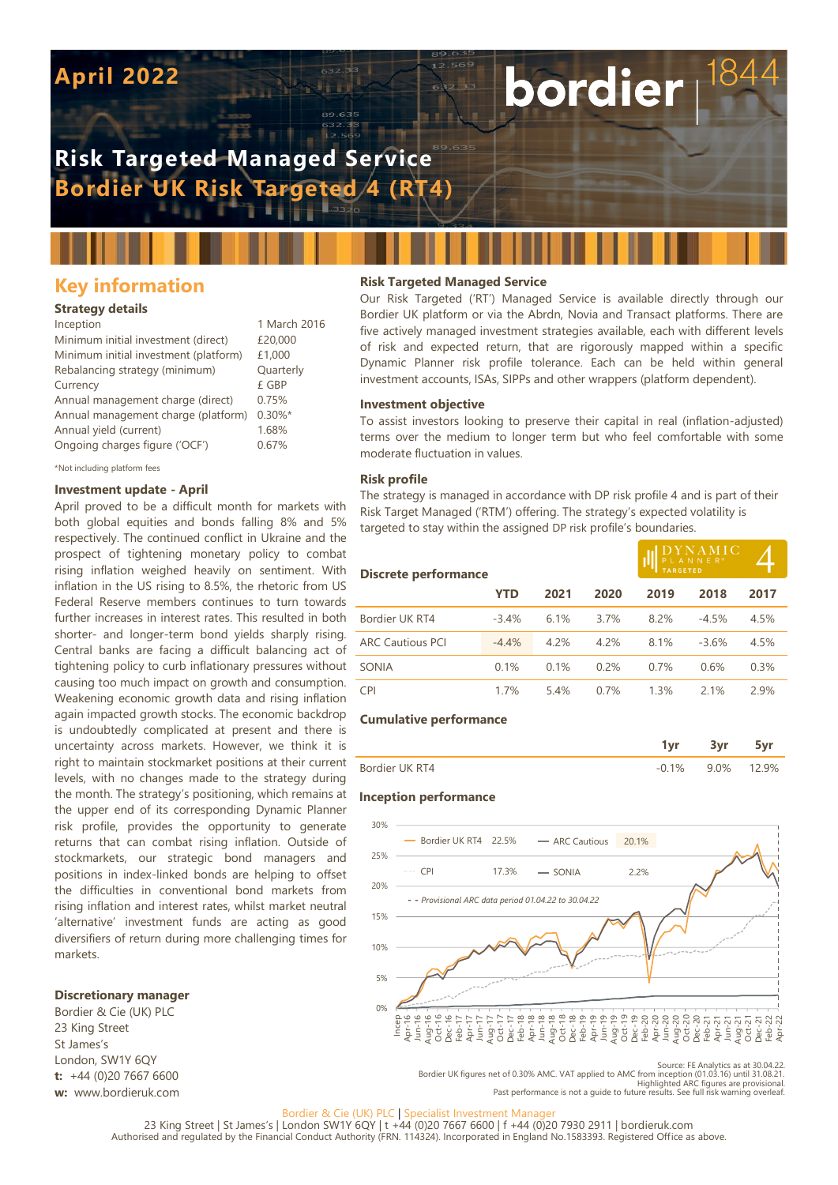April 2022

# Risk Targeted Managed Service
# Bordier UK Risk Targeted 4 (RT4)

## Key information

### Strategy details

| | |
|---|---|
| Inception | 1 March 2016 |
| Minimum initial investment (direct) | £20,000 |
| Minimum initial investment (platform) | £1,000 |
| Rebalancing strategy (minimum) | Quarterly |
| Currency | £ GBP |
| Annual management charge (direct) | 0.75% |
| Annual management charge (platform) | 0.30%* |
| Annual yield (current) | 1.68% |
| Ongoing charges figure ('OCF') | 0.67% |

*Not including platform fees

### Investment update - April

April proved to be a difficult month for markets with both global equities and bonds falling 8% and 5% respectively. The continued conflict in Ukraine and the prospect of tightening monetary policy to combat rising inflation weighed heavily on sentiment. With inflation in the US rising to 8.5%, the rhetoric from US Federal Reserve members continues to turn towards further increases in interest rates. This resulted in both shorter- and longer-term bond yields sharply rising. Central banks are facing a difficult balancing act of tightening policy to curb inflationary pressures without causing too much impact on growth and consumption. Weakening economic growth data and rising inflation again impacted growth stocks. The economic backdrop is undoubtedly complicated at present and there is uncertainty across markets. However, we think it is right to maintain stockmarket positions at their current levels, with no changes made to the strategy during the month. The strategy's positioning, which remains at the upper end of its corresponding Dynamic Planner risk profile, provides the opportunity to generate returns that can combat rising inflation. Outside of stockmarkets, our strategic bond managers and positions in index-linked bonds are helping to offset the difficulties in conventional bond markets from rising inflation and interest rates, whilst market neutral 'alternative' investment funds are acting as good diversifiers of return during more challenging times for markets.

### Discretionary manager

Bordier & Cie (UK) PLC
23 King Street
St James's
London, SW1Y 6QY
**t:** +44 (0)20 7667 6600
**w:** www.bordieruk.com

### Risk Targeted Managed Service

Our Risk Targeted ('RT') Managed Service is available directly through our Bordier UK platform or via the Abrdn, Novia and Transact platforms. There are five actively managed investment strategies available, each with different levels of risk and expected return, that are rigorously mapped within a specific Dynamic Planner risk profile tolerance. Each can be held within general investment accounts, ISAs, SIPPs and other wrappers (platform dependent).

### Investment objective

To assist investors looking to preserve their capital in real (inflation-adjusted) terms over the medium to longer term but who feel comfortable with some moderate fluctuation in values.

### Risk profile

The strategy is managed in accordance with DP risk profile 4 and is part of their Risk Target Managed ('RTM') offering. The strategy's expected volatility is targeted to stay within the assigned DP risk profile's boundaries.

DYNAMIC PLANNER® TARGETED 4

### Discrete performance

| | YTD | 2021 | 2020 | 2019 | 2018 | 2017 |
|---|---|---|---|---|---|---|
| Bordier UK RT4 | -3.4% | 6.1% | 3.7% | 8.2% | -4.5% | 4.5% |
| ARC Cautious PCI | -4.4% | 4.2% | 4.2% | 8.1% | -3.6% | 4.5% |
| SONIA | 0.1% | 0.1% | 0.2% | 0.7% | 0.6% | 0.3% |
| CPI | 1.7% | 5.4% | 0.7% | 1.3% | 2.1% | 2.9% |

### Cumulative performance

| | 1yr | 3yr | 5yr |
|---|---|---|---|
| Bordier UK RT4 | -0.1% | 9.0% | 12.9% |

### Inception performance

Bordier UK RT4 22.5%
ARC Cautious 20.1%
CPI 17.3%
SONIA 2.2%
*Provisional ARC data period 01.04.22 to 30.04.22*

Source: FE Analytics as at 30.04.22.
Bordier UK figures net of 0.30% AMC. VAT applied to AMC from inception (01.03.16) until 31.08.21.
Highlighted ARC figures are provisional.
Past performance is not a guide to future results. See full risk warning overleaf.

Bordier & Cie (UK) PLC | Specialist Investment Manager
23 King Street | St James's | London SW1Y 6QY | t +44 (0)20 7667 6600 | f +44 (0)20 7930 2911 | bordieruk.com
Authorised and regulated by the Financial Conduct Authority (FRN. 114324). Incorporated in England No.1583393. Registered Office as above.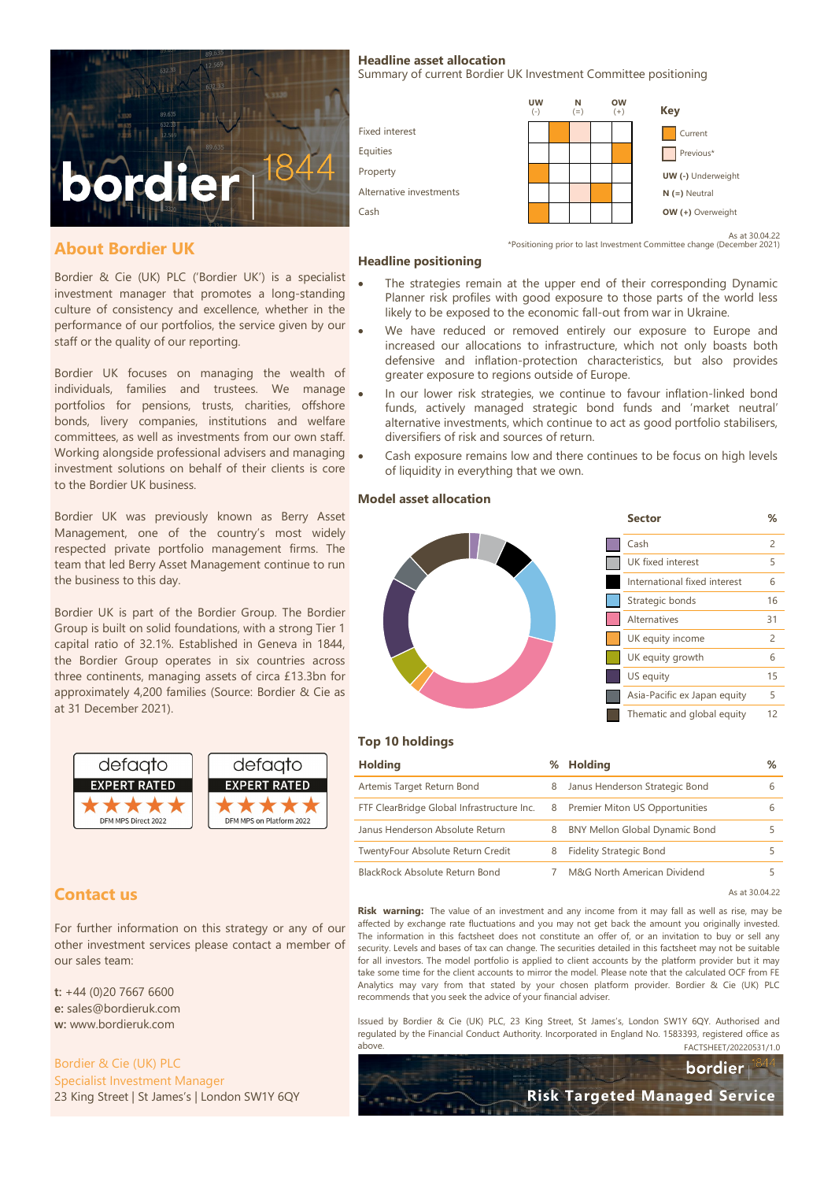## About Bordier UK

Bordier & Cie (UK) PLC ('Bordier UK') is a specialist investment manager that promotes a long-standing culture of consistency and excellence, whether in the performance of our portfolios, the service given by our staff or the quality of our reporting.

Bordier UK focuses on managing the wealth of individuals, families and trustees. We manage portfolios for pensions, trusts, charities, offshore bonds, livery companies, institutions and welfare committees, as well as investments from our own staff. Working alongside professional advisers and managing investment solutions on behalf of their clients is core to the Bordier UK business.

Bordier UK was previously known as Berry Asset Management, one of the country's most widely respected private portfolio management firms. The team that led Berry Asset Management continue to run the business to this day.

Bordier UK is part of the Bordier Group. The Bordier Group is built on solid foundations, with a strong Tier 1 capital ratio of 32.1%. Established in Geneva in 1844, the Bordier Group operates in six countries across three continents, managing assets of circa £13.3bn for approximately 4,200 families (Source: Bordier & Cie as at 31 December 2021).

defaqto EXPERT RATED DFM MPS Direct 2022

defaqto EXPERT RATED DFM MPS on Platform 2022

## Contact us

For further information on this strategy or any of our other investment services please contact a member of our sales team:

**t:** +44 (0)20 7667 6600
**e:** sales@bordieruk.com
**w:** www.bordieruk.com

Bordier & Cie (UK) PLC
Specialist Investment Manager
23 King Street | St James's | London SW1Y 6QY

### Headline asset allocation

Summary of current Bordier UK Investment Committee positioning

UW (-) | N (=) | OW (+)

Fixed interest
Equities
Property
Alternative investments
Cash

Key
Current
Previous*
UW (-) Underweight
N (=) Neutral
OW (+) Overweight

As at 30.04.22
*Positioning prior to last Investment Committee change (December 2021)

### Headline positioning

- The strategies remain at the upper end of their corresponding Dynamic Planner risk profiles with good exposure to those parts of the world less likely to be exposed to the economic fall-out from war in Ukraine.
- We have reduced or removed entirely our exposure to Europe and increased our allocations to infrastructure, which not only boasts both defensive and inflation-protection characteristics, but also provides greater exposure to regions outside of Europe.
- In our lower risk strategies, we continue to favour inflation-linked bond funds, actively managed strategic bond funds and 'market neutral' alternative investments, which continue to act as good portfolio stabilisers, diversifiers of risk and sources of return.
- Cash exposure remains low and there continues to be focus on high levels of liquidity in everything that we own.

### Model asset allocation

| Sector | % |
|---|---|
| Cash | 2 |
| UK fixed interest | 5 |
| International fixed interest | 6 |
| Strategic bonds | 16 |
| Alternatives | 31 |
| UK equity income | 2 |
| UK equity growth | 6 |
| US equity | 15 |
| Asia-Pacific ex Japan equity | 5 |
| Thematic and global equity | 12 |

### Top 10 holdings

| Holding | % | Holding | % |
|---|---|---|---|
| Artemis Target Return Bond | 8 | Janus Henderson Strategic Bond | 6 |
| FTF ClearBridge Global Infrastructure Inc. | 8 | Premier Miton US Opportunities | 6 |
| Janus Henderson Absolute Return | 8 | BNY Mellon Global Dynamic Bond | 5 |
| TwentyFour Absolute Return Credit | 8 | Fidelity Strategic Bond | 5 |
| BlackRock Absolute Return Bond | 7 | M&G North American Dividend | 5 |

As at 30.04.22

**Risk warning:** The value of an investment and any income from it may fall as well as rise, may be affected by exchange rate fluctuations and you may not get back the amount you originally invested. The information in this factsheet does not constitute an offer of, or an invitation to buy or sell any security. Levels and bases of tax can change. The securities detailed in this factsheet may not be suitable for all investors. The model portfolio is applied to client accounts by the platform provider but it may take some time for the client accounts to mirror the model. Please note that the calculated OCF from FE Analytics may vary from that stated by your chosen platform provider. Bordier & Cie (UK) PLC recommends that you seek the advice of your financial adviser.

Issued by Bordier & Cie (UK) PLC, 23 King Street, St James's, London SW1Y 6QY. Authorised and regulated by the Financial Conduct Authority. Incorporated in England No. 1583393, registered office as above.

FACTSHEET/20220531/1.0

Risk Targeted Managed Service